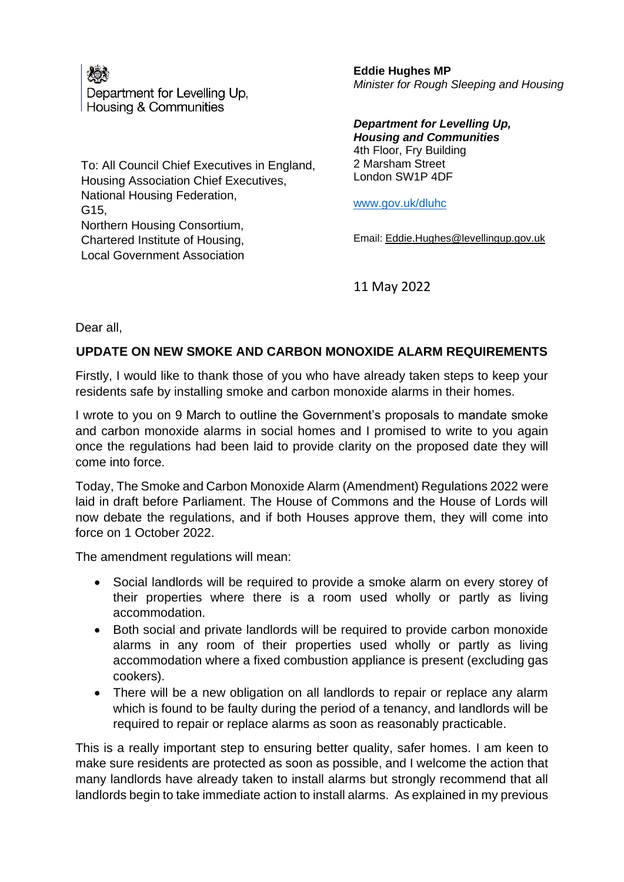Department for Levelling Up, Housing & Communities

**Eddie Hughes MP**
*Minister for Rough Sleeping and Housing*

***Department for Levelling Up, Housing and Communities***
4th Floor, Fry Building
2 Marsham Street
London SW1P 4DF

www.gov.uk/dluhc

Email: Eddie.Hughes@levellingup.gov.uk

To: All Council Chief Executives in England,
Housing Association Chief Executives,
National Housing Federation,
G15,
Northern Housing Consortium,
Chartered Institute of Housing,
Local Government Association

11 May 2022

Dear all,

**UPDATE ON NEW SMOKE AND CARBON MONOXIDE ALARM REQUIREMENTS**

Firstly, I would like to thank those of you who have already taken steps to keep your residents safe by installing smoke and carbon monoxide alarms in their homes.

I wrote to you on 9 March to outline the Government's proposals to mandate smoke and carbon monoxide alarms in social homes and I promised to write to you again once the regulations had been laid to provide clarity on the proposed date they will come into force.

Today, The Smoke and Carbon Monoxide Alarm (Amendment) Regulations 2022 were laid in draft before Parliament. The House of Commons and the House of Lords will now debate the regulations, and if both Houses approve them, they will come into force on 1 October 2022.

The amendment regulations will mean:

- Social landlords will be required to provide a smoke alarm on every storey of their properties where there is a room used wholly or partly as living accommodation.
- Both social and private landlords will be required to provide carbon monoxide alarms in any room of their properties used wholly or partly as living accommodation where a fixed combustion appliance is present (excluding gas cookers).
- There will be a new obligation on all landlords to repair or replace any alarm which is found to be faulty during the period of a tenancy, and landlords will be required to repair or replace alarms as soon as reasonably practicable.

This is a really important step to ensuring better quality, safer homes. I am keen to make sure residents are protected as soon as possible, and I welcome the action that many landlords have already taken to install alarms but strongly recommend that all landlords begin to take immediate action to install alarms. As explained in my previous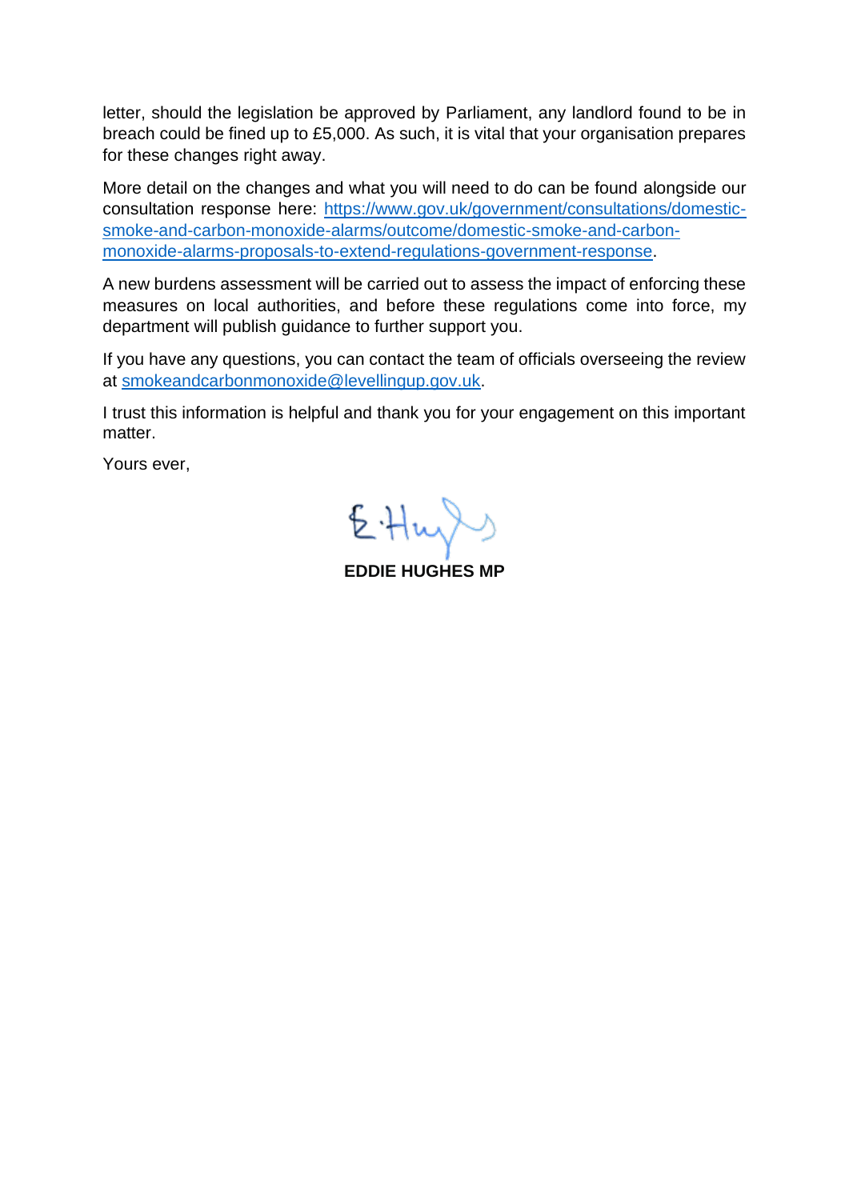letter, should the legislation be approved by Parliament, any landlord found to be in breach could be fined up to £5,000. As such, it is vital that your organisation prepares for these changes right away.

More detail on the changes and what you will need to do can be found alongside our consultation response here: [https://www.gov.uk/government/consultations/domestic-smoke-and-carbon-monoxide-alarms/outcome/domestic-smoke-and-carbon-monoxide-alarms-proposals-to-extend-regulations-government-response](https://www.gov.uk/government/consultations/domestic-smoke-and-carbon-monoxide-alarms/outcome/domestic-smoke-and-carbon-monoxide-alarms-proposals-to-extend-regulations-government-response).

A new burdens assessment will be carried out to assess the impact of enforcing these measures on local authorities, and before these regulations come into force, my department will publish guidance to further support you.

If you have any questions, you can contact the team of officials overseeing the review at [smokeandcarbonmonoxide@levellingup.gov.uk](mailto:smokeandcarbonmonoxide@levellingup.gov.uk).

I trust this information is helpful and thank you for your engagement on this important matter.

Yours ever,

**EDDIE HUGHES MP**